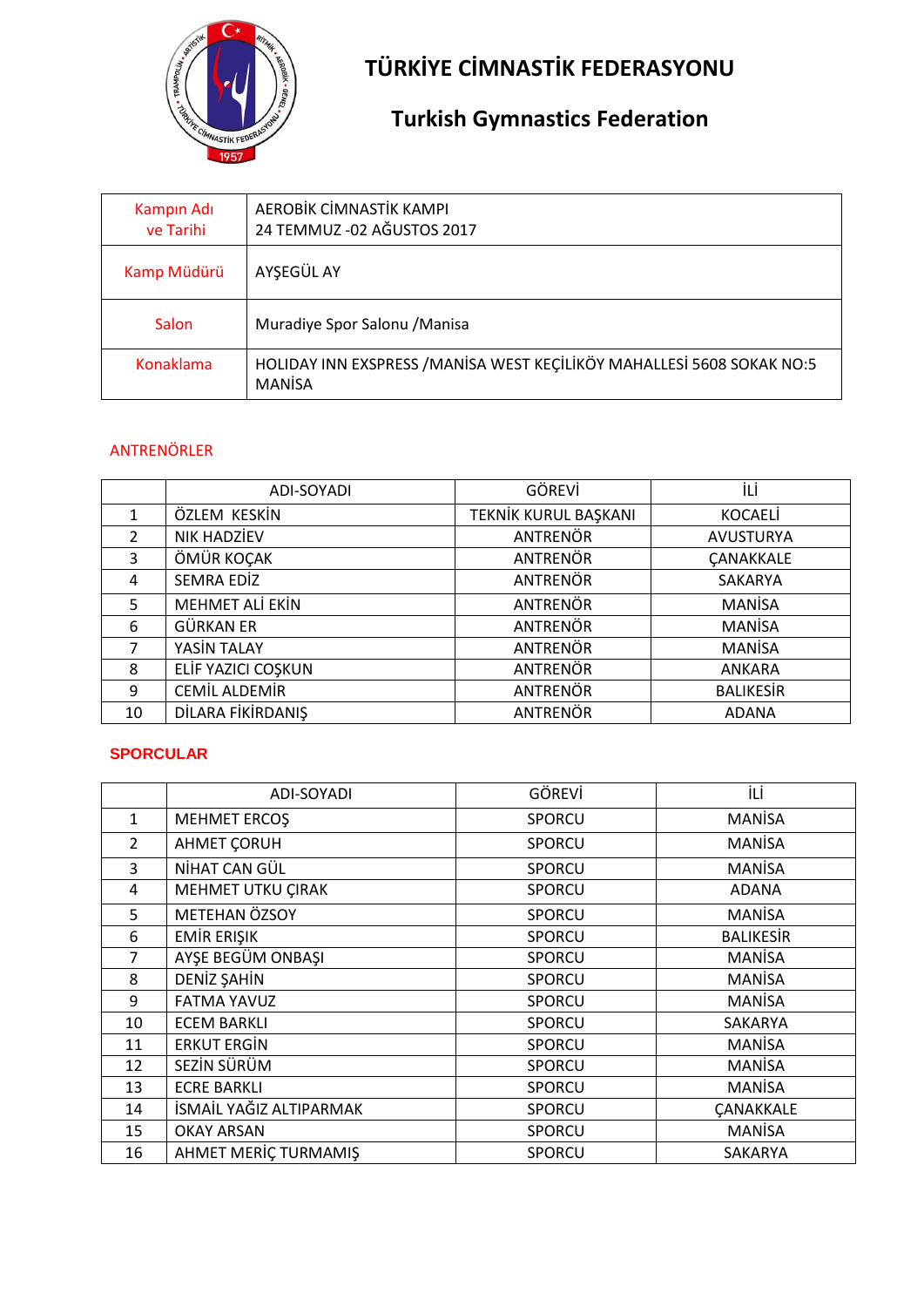# TÜRKİYE CİMNASTİK FEDERASYONU

## Turkish Gymnastics Federation

| Kampın Adı ve Tarihi | AEROBİK CİMNASTİK KAMPI<br>24 TEMMUZ -02 AĞUSTOS 2017 |
|---|---|
| Kamp Müdürü | AYŞEGÜL AY |
| Salon | Muradiye Spor Salonu /Manisa |
| Konaklama | HOLIDAY INN EXSPRESS /MANİSA WEST KEÇİLİKÖY MAHALLESİ 5608 SOKAK NO:5 MANİSA |

ANTRENÖRLER

| | ADI-SOYADI | GÖREVİ | İLİ |
|---|---|---|---|
| 1 | ÖZLEM KESKİN | TEKNİK KURUL BAŞKANI | KOCAELİ |
| 2 | NIK HADZİEV | ANTRENÖR | AVUSTURYA |
| 3 | ÖMÜR KOÇAK | ANTRENÖR | ÇANAKKALE |
| 4 | SEMRA EDİZ | ANTRENÖR | SAKARYA |
| 5 | MEHMET ALİ EKİN | ANTRENÖR | MANİSA |
| 6 | GÜRKAN ER | ANTRENÖR | MANİSA |
| 7 | YASİN TALAY | ANTRENÖR | MANİSA |
| 8 | ELİF YAZICI COŞKUN | ANTRENÖR | ANKARA |
| 9 | CEMİL ALDEMİR | ANTRENÖR | BALIKESİR |
| 10 | DİLARA FİKİRDANIŞ | ANTRENÖR | ADANA |

**SPORCULAR**

| | ADI-SOYADI | GÖREVİ | İLİ |
|---|---|---|---|
| 1 | MEHMET ERCOŞ | SPORCU | MANİSA |
| 2 | AHMET ÇORUH | SPORCU | MANİSA |
| 3 | NİHAT CAN GÜL | SPORCU | MANİSA |
| 4 | MEHMET UTKU ÇIRAK | SPORCU | ADANA |
| 5 | METEHAN ÖZSOY | SPORCU | MANİSA |
| 6 | EMİR ERIŞIK | SPORCU | BALIKESİR |
| 7 | AYŞE BEGÜM ONBAŞI | SPORCU | MANİSA |
| 8 | DENİZ ŞAHİN | SPORCU | MANİSA |
| 9 | FATMA YAVUZ | SPORCU | MANİSA |
| 10 | ECEM BARKLI | SPORCU | SAKARYA |
| 11 | ERKUT ERGİN | SPORCU | MANİSA |
| 12 | SEZİN SÜRÜM | SPORCU | MANİSA |
| 13 | ECRE BARKLI | SPORCU | MANİSA |
| 14 | İSMAİL YAĞIZ ALTIPARMAK | SPORCU | ÇANAKKALE |
| 15 | OKAY ARSAN | SPORCU | MANİSA |
| 16 | AHMET MERİÇ TURMAMIŞ | SPORCU | SAKARYA |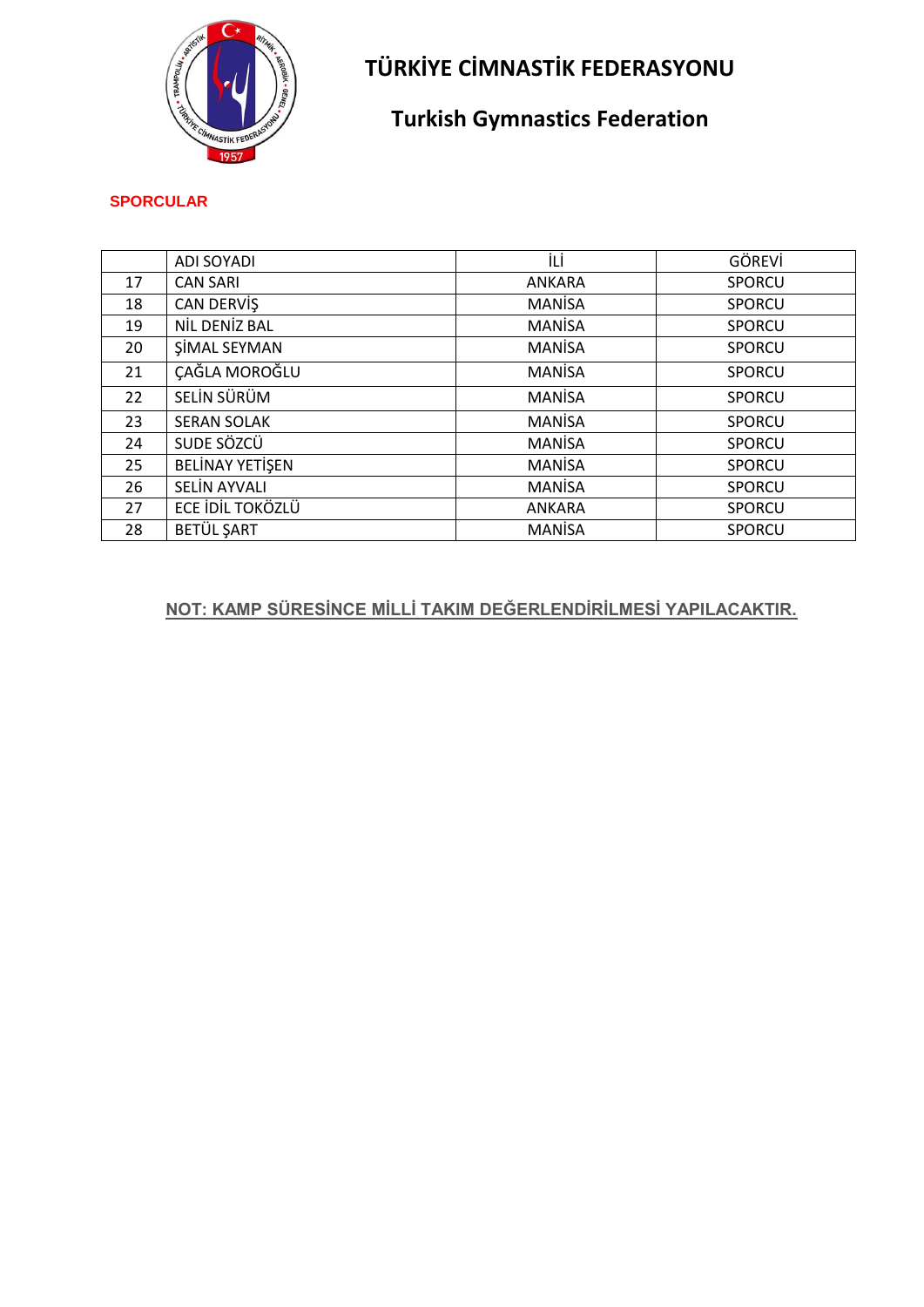# TÜRKİYE CİMNASTİK FEDERASYONU

## Turkish Gymnastics Federation

**SPORCULAR**

| | ADI SOYADI | İLİ | GÖREVİ |
|---|---|---|---|
| 17 | CAN SARI | ANKARA | SPORCU |
| 18 | CAN DERVİŞ | MANİSA | SPORCU |
| 19 | NİL DENİZ BAL | MANİSA | SPORCU |
| 20 | ŞİMAL SEYMAN | MANİSA | SPORCU |
| 21 | ÇAĞLA MOROĞLU | MANİSA | SPORCU |
| 22 | SELİN SÜRÜM | MANİSA | SPORCU |
| 23 | SERAN SOLAK | MANİSA | SPORCU |
| 24 | SUDE SÖZCÜ | MANİSA | SPORCU |
| 25 | BELİNAY YETİŞEN | MANİSA | SPORCU |
| 26 | SELİN AYVALI | MANİSA | SPORCU |
| 27 | ECE İDİL TOKÖZLÜ | ANKARA | SPORCU |
| 28 | BETÜL ŞART | MANİSA | SPORCU |

**NOT: KAMP SÜRESİNCE MİLLİ TAKIM DEĞERLENDİRİLMESİ YAPILACAKTIR.**